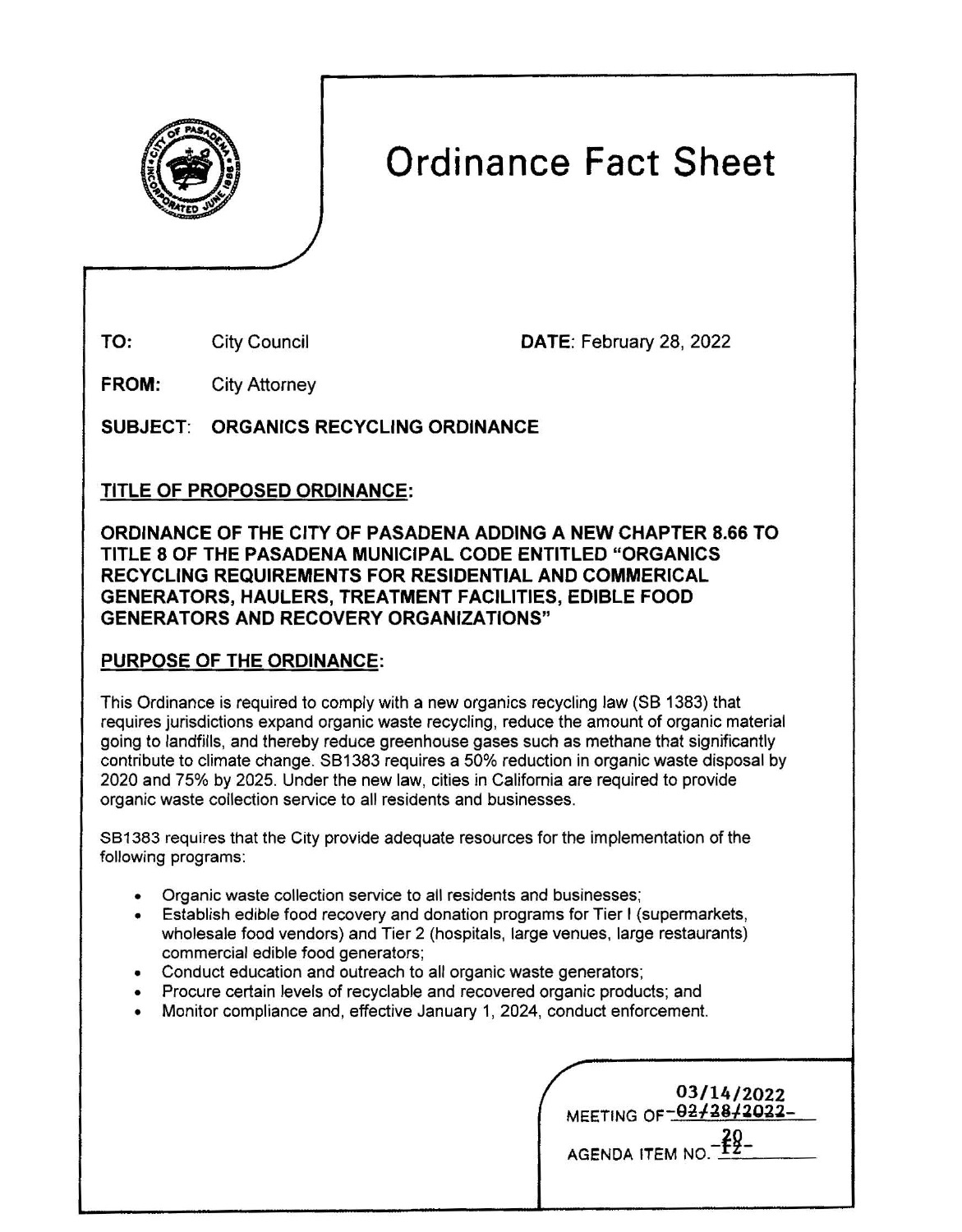# Ordinance Fact Sheet

**TO:** City Council **DATE:** February 28, 2022

**FROM:** City Attorney

**SUBJECT: ORGANICS RECYCLING ORDINANCE**

## TITLE OF PROPOSED ORDINANCE:

**ORDINANCE OF THE CITY OF PASADENA ADDING A NEW CHAPTER 8.66 TO TITLE 8 OF THE PASADENA MUNICIPAL CODE ENTITLED "ORGANICS RECYCLING REQUIREMENTS FOR RESIDENTIAL AND COMMERICAL GENERATORS, HAULERS, TREATMENT FACILITIES, EDIBLE FOOD GENERATORS AND RECOVERY ORGANIZATIONS"**

## PURPOSE OF THE ORDINANCE:

This Ordinance is required to comply with a new organics recycling law (SB 1383) that requires jurisdictions expand organic waste recycling, reduce the amount of organic material going to landfills, and thereby reduce greenhouse gases such as methane that significantly contribute to climate change. SB1383 requires a 50% reduction in organic waste disposal by 2020 and 75% by 2025. Under the new law, cities in California are required to provide organic waste collection service to all residents and businesses.

SB1383 requires that the City provide adequate resources for the implementation of the following programs:

- Organic waste collection service to all residents and businesses;
- Establish edible food recovery and donation programs for Tier I (supermarkets, wholesale food vendors) and Tier 2 (hospitals, large venues, large restaurants) commercial edible food generators;
- Conduct education and outreach to all organic waste generators;
- Procure certain levels of recyclable and recovered organic products; and
- Monitor compliance and, effective January 1, 2024, conduct enforcement.

MEETING OF ~~02/28/2022~~ 03/14/2022

AGENDA ITEM NO. ~~12~~ 20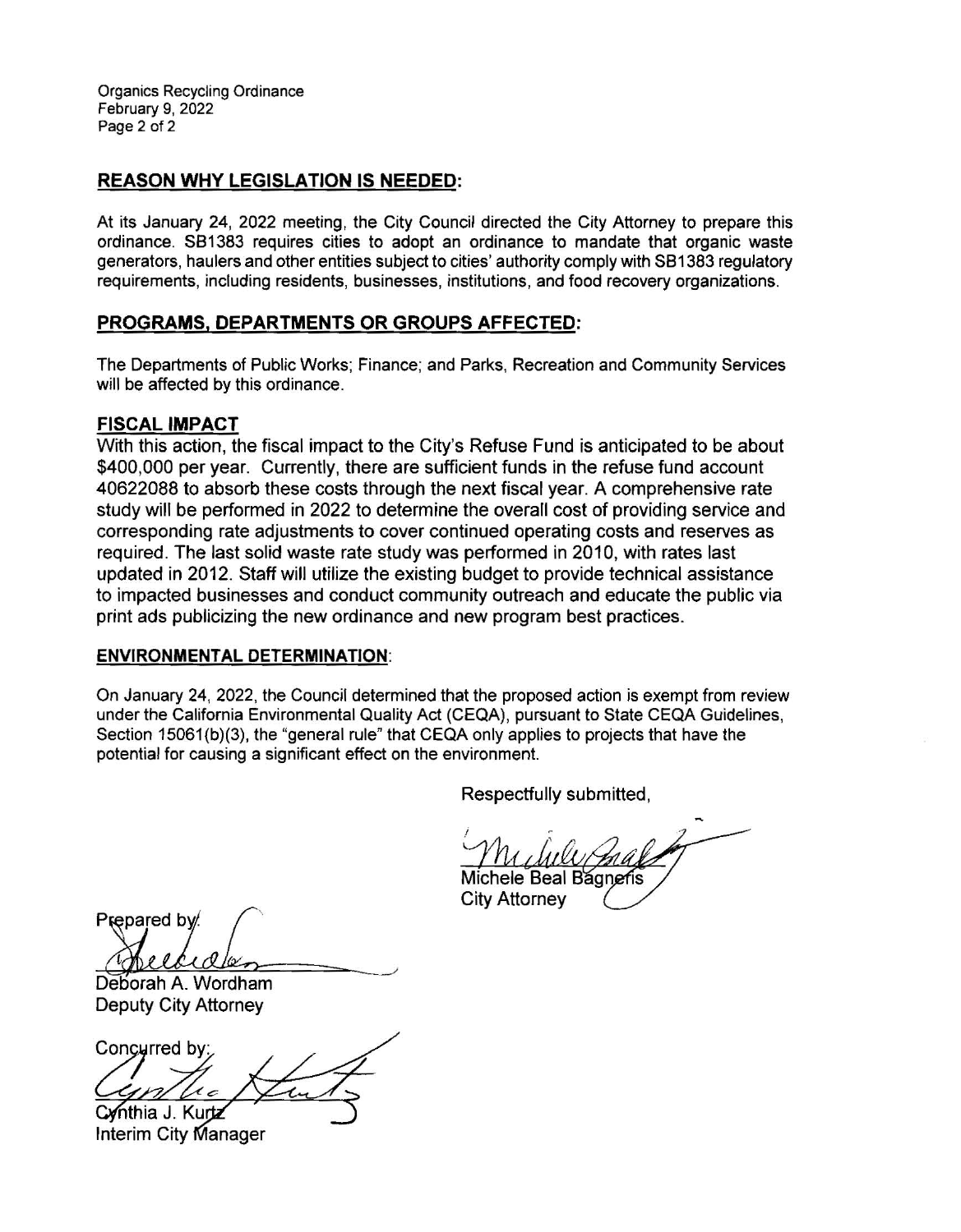## REASON WHY LEGISLATION IS NEEDED:

At its January 24, 2022 meeting, the City Council directed the City Attorney to prepare this ordinance. SB1383 requires cities to adopt an ordinance to mandate that organic waste generators, haulers and other entities subject to cities' authority comply with SB1383 regulatory requirements, including residents, businesses, institutions, and food recovery organizations.

## PROGRAMS, DEPARTMENTS OR GROUPS AFFECTED:

The Departments of Public Works; Finance; and Parks, Recreation and Community Services will be affected by this ordinance.

## FISCAL IMPACT

With this action, the fiscal impact to the City's Refuse Fund is anticipated to be about $400,000 per year. Currently, there are sufficient funds in the refuse fund account 40622088 to absorb these costs through the next fiscal year. A comprehensive rate study will be performed in 2022 to determine the overall cost of providing service and corresponding rate adjustments to cover continued operating costs and reserves as required. The last solid waste rate study was performed in 2010, with rates last updated in 2012. Staff will utilize the existing budget to provide technical assistance to impacted businesses and conduct community outreach and educate the public via print ads publicizing the new ordinance and new program best practices.

## ENVIRONMENTAL DETERMINATION:

On January 24, 2022, the Council determined that the proposed action is exempt from review under the California Environmental Quality Act (CEQA), pursuant to State CEQA Guidelines, Section 15061(b)(3), the "general rule" that CEQA only applies to projects that have the potential for causing a significant effect on the environment.

Respectfully submitted,

Michele Beal Bagneris
City Attorney

Prepared by:

Deborah A. Wordham
Deputy City Attorney

Concurred by:

Cynthia J. Kurtz
Interim City Manager